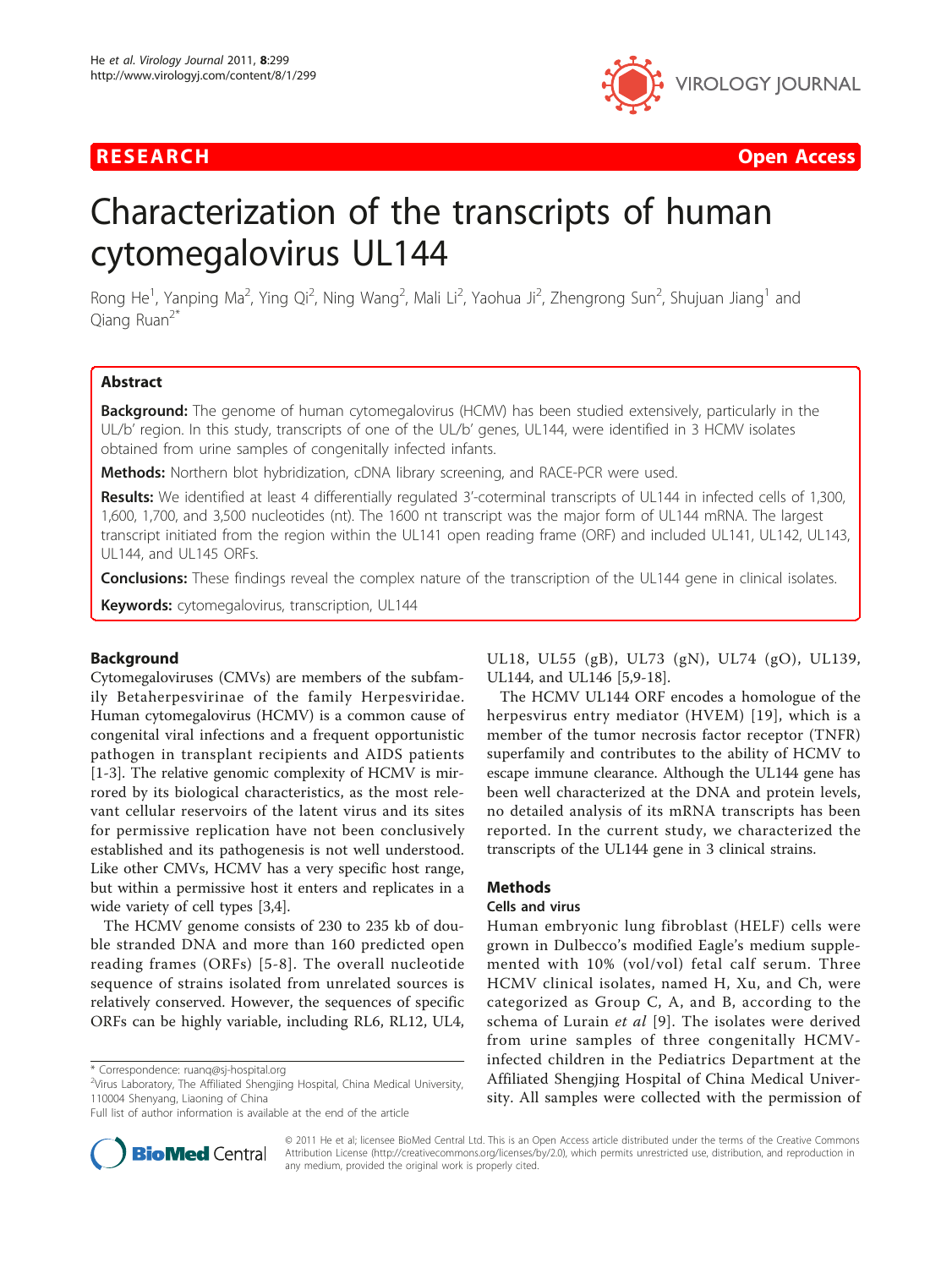**RESEARCH** **Open Access**

# Characterization of the transcripts of human cytomegalovirus UL144

Rong He[1], Yanping Ma[2], Ying Qi[2], Ning Wang[2], Mali Li[2], Yaohua Ji[2], Zhengrong Sun[2], Shujuan Jiang[1] and Qiang Ruan[2*]

## Abstract

**Background:** The genome of human cytomegalovirus (HCMV) has been studied extensively, particularly in the UL/b' region. In this study, transcripts of one of the UL/b' genes, UL144, were identified in 3 HCMV isolates obtained from urine samples of congenitally infected infants.

**Methods:** Northern blot hybridization, cDNA library screening, and RACE-PCR were used.

**Results:** We identified at least 4 differentially regulated 3'-coterminal transcripts of UL144 in infected cells of 1,300, 1,600, 1,700, and 3,500 nucleotides (nt). The 1600 nt transcript was the major form of UL144 mRNA. The largest transcript initiated from the region within the UL141 open reading frame (ORF) and included UL141, UL142, UL143, UL144, and UL145 ORFs.

**Conclusions:** These findings reveal the complex nature of the transcription of the UL144 gene in clinical isolates.

**Keywords:** cytomegalovirus, transcription, UL144

## Background

Cytomegaloviruses (CMVs) are members of the subfamily Betaherpesvirinae of the family Herpesviridae. Human cytomegalovirus (HCMV) is a common cause of congenital viral infections and a frequent opportunistic pathogen in transplant recipients and AIDS patients [1-3]. The relative genomic complexity of HCMV is mirrored by its biological characteristics, as the most relevant cellular reservoirs of the latent virus and its sites for permissive replication have not been conclusively established and its pathogenesis is not well understood. Like other CMVs, HCMV has a very specific host range, but within a permissive host it enters and replicates in a wide variety of cell types [3,4].

The HCMV genome consists of 230 to 235 kb of double stranded DNA and more than 160 predicted open reading frames (ORFs) [5-8]. The overall nucleotide sequence of strains isolated from unrelated sources is relatively conserved. However, the sequences of specific ORFs can be highly variable, including RL6, RL12, UL4, UL18, UL55 (gB), UL73 (gN), UL74 (gO), UL139, UL144, and UL146 [5,9-18].

The HCMV UL144 ORF encodes a homologue of the herpesvirus entry mediator (HVEM) [19], which is a member of the tumor necrosis factor receptor (TNFR) superfamily and contributes to the ability of HCMV to escape immune clearance. Although the UL144 gene has been well characterized at the DNA and protein levels, no detailed analysis of its mRNA transcripts has been reported. In the current study, we characterized the transcripts of the UL144 gene in 3 clinical strains.

## Methods

### Cells and virus

Human embryonic lung fibroblast (HELF) cells were grown in Dulbecco's modified Eagle's medium supplemented with 10% (vol/vol) fetal calf serum. Three HCMV clinical isolates, named H, Xu, and Ch, were categorized as Group C, A, and B, according to the schema of Lurain *et al* [9]. The isolates were derived from urine samples of three congenitally HCMV-infected children in the Pediatrics Department at the Affiliated Shengjing Hospital of China Medical University. All samples were collected with the permission of

\* Correspondence: ruanq@sj-hospital.org
[2]Virus Laboratory, The Affiliated Shengjing Hospital, China Medical University, 110004 Shenyang, Liaoning of China
Full list of author information is available at the end of the article

© 2011 He et al; licensee BioMed Central Ltd. This is an Open Access article distributed under the terms of the Creative Commons Attribution License (http://creativecommons.org/licenses/by/2.0), which permits unrestricted use, distribution, and reproduction in any medium, provided the original work is properly cited.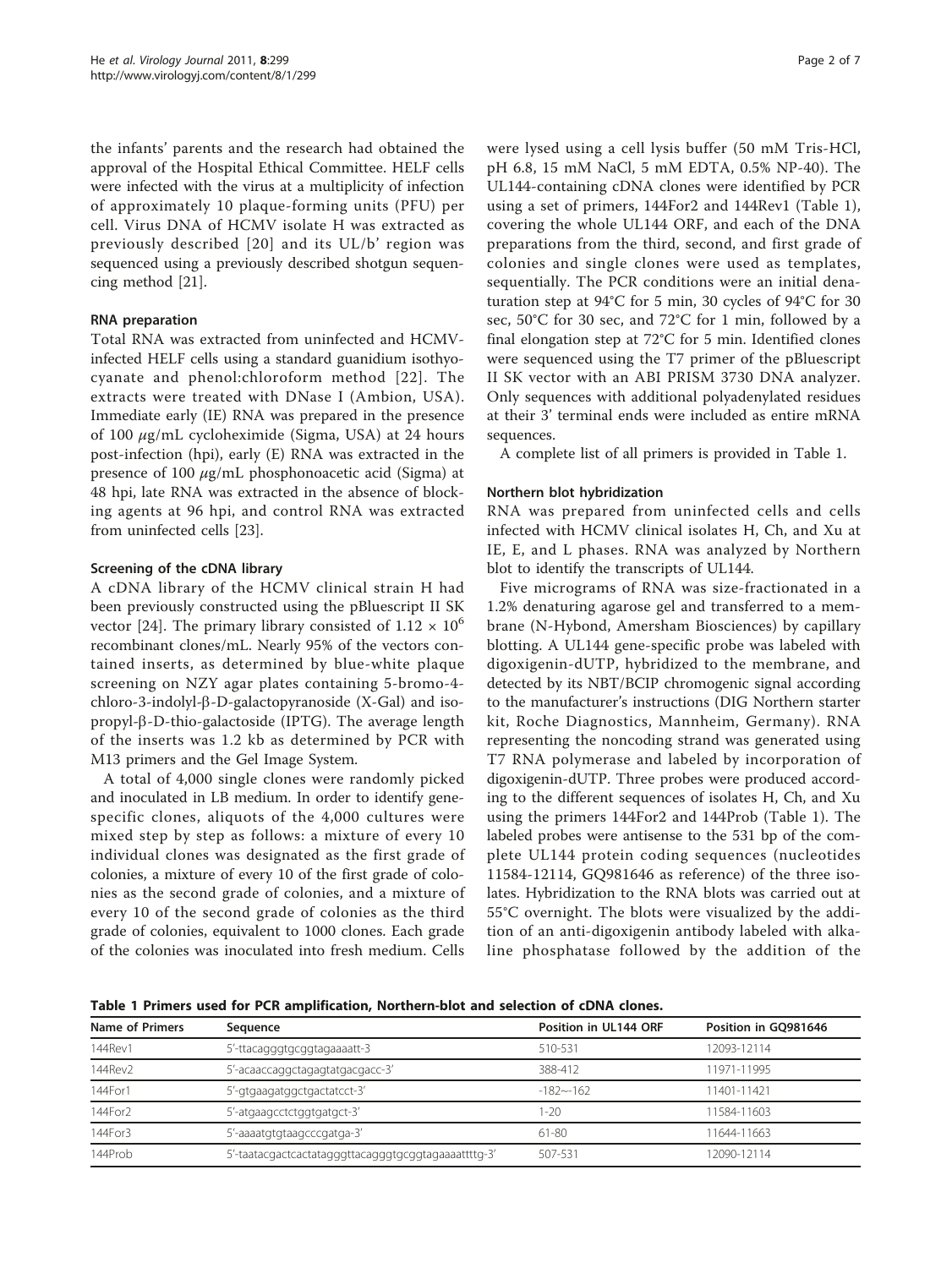the infants' parents and the research had obtained the approval of the Hospital Ethical Committee. HELF cells were infected with the virus at a multiplicity of infection of approximately 10 plaque-forming units (PFU) per cell. Virus DNA of HCMV isolate H was extracted as previously described [20] and its UL/b' region was sequenced using a previously described shotgun sequencing method [21].

### RNA preparation

Total RNA was extracted from uninfected and HCMV-infected HELF cells using a standard guanidium isothyocyanate and phenol:chloroform method [22]. The extracts were treated with DNase I (Ambion, USA). Immediate early (IE) RNA was prepared in the presence of 100 $\mu$g/mL cycloheximide (Sigma, USA) at 24 hours post-infection (hpi), early (E) RNA was extracted in the presence of 100 $\mu$g/mL phosphonoacetic acid (Sigma) at 48 hpi, late RNA was extracted in the absence of blocking agents at 96 hpi, and control RNA was extracted from uninfected cells [23].

### Screening of the cDNA library

A cDNA library of the HCMV clinical strain H had been previously constructed using the pBluescript II SK vector [24]. The primary library consisted of $1.12 \times 10^6$ recombinant clones/mL. Nearly 95% of the vectors contained inserts, as determined by blue-white plaque screening on NZY agar plates containing 5-bromo-4-chloro-3-indolyl-β-D-galactopyranoside (X-Gal) and isopropyl-β-D-thio-galactoside (IPTG). The average length of the inserts was 1.2 kb as determined by PCR with M13 primers and the Gel Image System.

A total of 4,000 single clones were randomly picked and inoculated in LB medium. In order to identify gene-specific clones, aliquots of the 4,000 cultures were mixed step by step as follows: a mixture of every 10 individual clones was designated as the first grade of colonies, a mixture of every 10 of the first grade of colonies as the second grade of colonies, and a mixture of every 10 of the second grade of colonies as the third grade of colonies, equivalent to 1000 clones. Each grade of the colonies was inoculated into fresh medium. Cells were lysed using a cell lysis buffer (50 mM Tris-HCl, pH 6.8, 15 mM NaCl, 5 mM EDTA, 0.5% NP-40). The UL144-containing cDNA clones were identified by PCR using a set of primers, 144For2 and 144Rev1 (Table 1), covering the whole UL144 ORF, and each of the DNA preparations from the third, second, and first grade of colonies and single clones were used as templates, sequentially. The PCR conditions were an initial denaturation step at 94°C for 5 min, 30 cycles of 94°C for 30 sec, 50°C for 30 sec, and 72°C for 1 min, followed by a final elongation step at 72°C for 5 min. Identified clones were sequenced using the T7 primer of the pBluescript II SK vector with an ABI PRISM 3730 DNA analyzer. Only sequences with additional polyadenylated residues at their 3' terminal ends were included as entire mRNA sequences.

A complete list of all primers is provided in Table 1.

### Northern blot hybridization

RNA was prepared from uninfected cells and cells infected with HCMV clinical isolates H, Ch, and Xu at IE, E, and L phases. RNA was analyzed by Northern blot to identify the transcripts of UL144.

Five micrograms of RNA was size-fractionated in a 1.2% denaturing agarose gel and transferred to a membrane (N-Hybond, Amersham Biosciences) by capillary blotting. A UL144 gene-specific probe was labeled with digoxigenin-dUTP, hybridized to the membrane, and detected by its NBT/BCIP chromogenic signal according to the manufacturer's instructions (DIG Northern starter kit, Roche Diagnostics, Mannheim, Germany). RNA representing the noncoding strand was generated using T7 RNA polymerase and labeled by incorporation of digoxigenin-dUTP. Three probes were produced according to the different sequences of isolates H, Ch, and Xu using the primers 144For2 and 144Prob (Table 1). The labeled probes were antisense to the 531 bp of the complete UL144 protein coding sequences (nucleotides 11584-12114, GQ981646 as reference) of the three isolates. Hybridization to the RNA blots was carried out at 55°C overnight. The blots were visualized by the addition of an anti-digoxigenin antibody labeled with alkaline phosphatase followed by the addition of the

**Table 1 Primers used for PCR amplification, Northern-blot and selection of cDNA clones.**

| Name of Primers | Sequence | Position in UL144 ORF | Position in GQ981646 |
|---|---|---|---|
| 144Rev1 | 5'-ttacagggtgcggtagaaaatt-3 | 510-531 | 12093-12114 |
| 144Rev2 | 5'-acaaccaggctagagtatgacgacc-3' | 388-412 | 11971-11995 |
| 144For1 | 5'-gtgaagatggctgactatcct-3' | -182~-162 | 11401-11421 |
| 144For2 | 5'-atgaagcctctggtgatgct-3' | 1-20 | 11584-11603 |
| 144For3 | 5'-aaaatgtgtaagcccgatga-3' | 61-80 | 11644-11663 |
| 144Prob | 5'-taatacgactcactatagggttacagggtgcggtagaaaattttg-3' | 507-531 | 12090-12114 |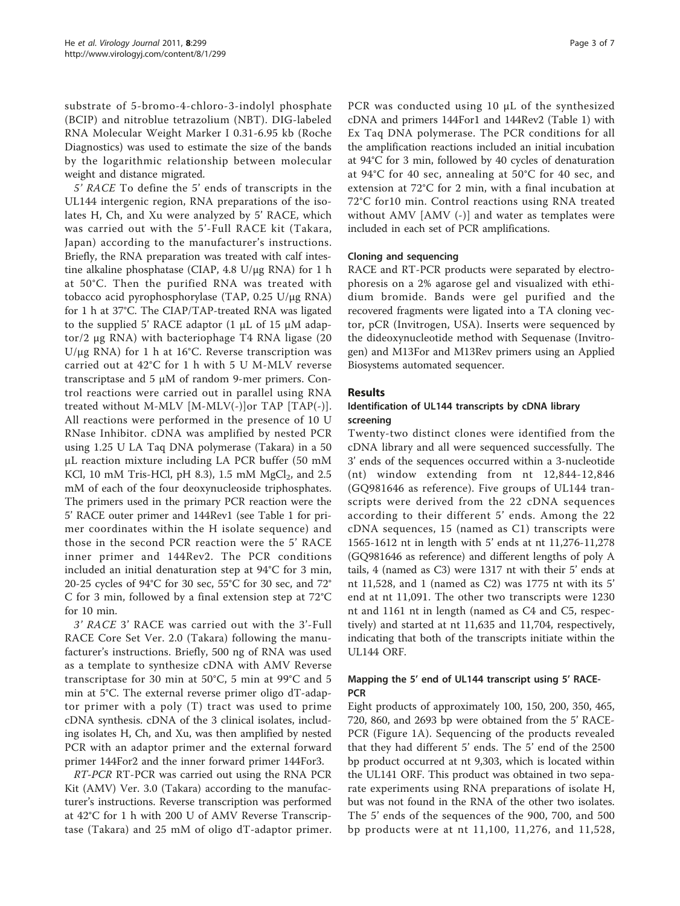substrate of 5-bromo-4-chloro-3-indolyl phosphate (BCIP) and nitroblue tetrazolium (NBT). DIG-labeled RNA Molecular Weight Marker I 0.31-6.95 kb (Roche Diagnostics) was used to estimate the size of the bands by the logarithmic relationship between molecular weight and distance migrated.

*5' RACE* To define the 5' ends of transcripts in the UL144 intergenic region, RNA preparations of the isolates H, Ch, and Xu were analyzed by 5' RACE, which was carried out with the 5'-Full RACE kit (Takara, Japan) according to the manufacturer's instructions. Briefly, the RNA preparation was treated with calf intestine alkaline phosphatase (CIAP, 4.8 U/μg RNA) for 1 h at 50°C. Then the purified RNA was treated with tobacco acid pyrophosphorylase (TAP, 0.25 U/μg RNA) for 1 h at 37°C. The CIAP/TAP-treated RNA was ligated to the supplied 5' RACE adaptor (1 μL of 15 μM adaptor/2 μg RNA) with bacteriophage T4 RNA ligase (20 U/μg RNA) for 1 h at 16°C. Reverse transcription was carried out at 42°C for 1 h with 5 U M-MLV reverse transcriptase and 5 μM of random 9-mer primers. Control reactions were carried out in parallel using RNA treated without M-MLV [M-MLV(-)]or TAP [TAP(-)]. All reactions were performed in the presence of 10 U RNase Inhibitor. cDNA was amplified by nested PCR using 1.25 U LA Taq DNA polymerase (Takara) in a 50 μL reaction mixture including LA PCR buffer (50 mM KCl, 10 mM Tris-HCl, pH 8.3), 1.5 mM $MgCl_2$, and 2.5 mM of each of the four deoxynucleoside triphosphates. The primers used in the primary PCR reaction were the 5' RACE outer primer and 144Rev1 (see Table 1 for primer coordinates within the H isolate sequence) and those in the second PCR reaction were the 5' RACE inner primer and 144Rev2. The PCR conditions included an initial denaturation step at 94°C for 3 min, 20-25 cycles of 94°C for 30 sec, 55°C for 30 sec, and 72°C for 3 min, followed by a final extension step at 72°C for 10 min.

*3' RACE* 3' RACE was carried out with the 3'-Full RACE Core Set Ver. 2.0 (Takara) following the manufacturer's instructions. Briefly, 500 ng of RNA was used as a template to synthesize cDNA with AMV Reverse transcriptase for 30 min at 50°C, 5 min at 99°C and 5 min at 5°C. The external reverse primer oligo dT-adaptor primer with a poly (T) tract was used to prime cDNA synthesis. cDNA of the 3 clinical isolates, including isolates H, Ch, and Xu, was then amplified by nested PCR with an adaptor primer and the external forward primer 144For2 and the inner forward primer 144For3.

*RT-PCR* RT-PCR was carried out using the RNA PCR Kit (AMV) Ver. 3.0 (Takara) according to the manufacturer's instructions. Reverse transcription was performed at 42°C for 1 h with 200 U of AMV Reverse Transcriptase (Takara) and 25 mM of oligo dT-adaptor primer. PCR was conducted using 10 μL of the synthesized cDNA and primers 144For1 and 144Rev2 (Table 1) with Ex Taq DNA polymerase. The PCR conditions for all the amplification reactions included an initial incubation at 94°C for 3 min, followed by 40 cycles of denaturation at 94°C for 40 sec, annealing at 50°C for 40 sec, and extension at 72°C for 2 min, with a final incubation at 72°C for10 min. Control reactions using RNA treated without AMV [AMV (-)] and water as templates were included in each set of PCR amplifications.

### Cloning and sequencing

RACE and RT-PCR products were separated by electrophoresis on a 2% agarose gel and visualized with ethidium bromide. Bands were gel purified and the recovered fragments were ligated into a TA cloning vector, pCR (Invitrogen, USA). Inserts were sequenced by the dideoxynucleotide method with Sequenase (Invitrogen) and M13For and M13Rev primers using an Applied Biosystems automated sequencer.

## Results

### Identification of UL144 transcripts by cDNA library screening

Twenty-two distinct clones were identified from the cDNA library and all were sequenced successfully. The 3' ends of the sequences occurred within a 3-nucleotide (nt) window extending from nt 12,844-12,846 (GQ981646 as reference). Five groups of UL144 transcripts were derived from the 22 cDNA sequences according to their different 5' ends. Among the 22 cDNA sequences, 15 (named as C1) transcripts were 1565-1612 nt in length with 5' ends at nt 11,276-11,278 (GQ981646 as reference) and different lengths of poly A tails, 4 (named as C3) were 1317 nt with their 5' ends at nt 11,528, and 1 (named as C2) was 1775 nt with its 5' end at nt 11,091. The other two transcripts were 1230 nt and 1161 nt in length (named as C4 and C5, respectively) and started at nt 11,635 and 11,704, respectively, indicating that both of the transcripts initiate within the UL144 ORF.

### Mapping the 5' end of UL144 transcript using 5' RACE-PCR

Eight products of approximately 100, 150, 200, 350, 465, 720, 860, and 2693 bp were obtained from the 5' RACE-PCR (Figure 1A). Sequencing of the products revealed that they had different 5' ends. The 5' end of the 2500 bp product occurred at nt 9,303, which is located within the UL141 ORF. This product was obtained in two separate experiments using RNA preparations of isolate H, but was not found in the RNA of the other two isolates. The 5' ends of the sequences of the 900, 700, and 500 bp products were at nt 11,100, 11,276, and 11,528,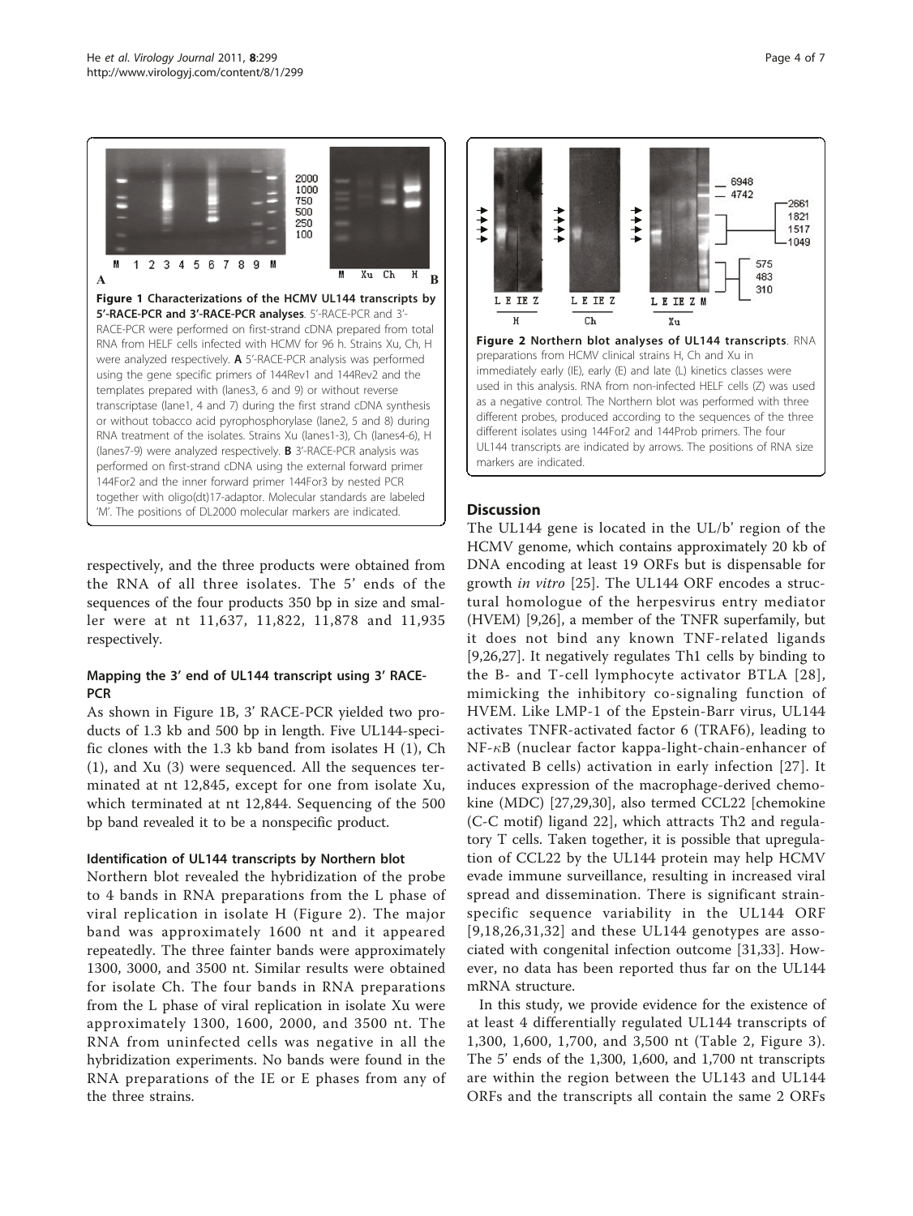**Figure 1 Characterizations of the HCMV UL144 transcripts by 5'-RACE-PCR and 3'-RACE-PCR analyses**. 5'-RACE-PCR and 3'-RACE-PCR were performed on first-strand cDNA prepared from total RNA from HELF cells infected with HCMV for 96 h. Strains Xu, Ch, H were analyzed respectively. **A** 5'-RACE-PCR analysis was performed using the gene specific primers of 144Rev1 and 144Rev2 and the templates prepared with (lanes3, 6 and 9) or without reverse transcriptase (lane1, 4 and 7) during the first strand cDNA synthesis or without tobacco acid pyrophosphorylase (lane2, 5 and 8) during RNA treatment of the isolates. Strains Xu (lanes1-3), Ch (lanes4-6), H (lanes7-9) were analyzed respectively. **B** 3'-RACE-PCR analysis was performed on first-strand cDNA using the external forward primer 144For2 and the inner forward primer 144For3 by nested PCR together with oligo(dt)17-adaptor. Molecular standards are labeled 'M'. The positions of DL2000 molecular markers are indicated.

respectively, and the three products were obtained from the RNA of all three isolates. The 5' ends of the sequences of the four products 350 bp in size and smaller were at nt 11,637, 11,822, 11,878 and 11,935 respectively.

### Mapping the 3' end of UL144 transcript using 3' RACE-PCR

As shown in Figure 1B, 3' RACE-PCR yielded two products of 1.3 kb and 500 bp in length. Five UL144-specific clones with the 1.3 kb band from isolates H (1), Ch (1), and Xu (3) were sequenced. All the sequences terminated at nt 12,845, except for one from isolate Xu, which terminated at nt 12,844. Sequencing of the 500 bp band revealed it to be a nonspecific product.

### Identification of UL144 transcripts by Northern blot

Northern blot revealed the hybridization of the probe to 4 bands in RNA preparations from the L phase of viral replication in isolate H (Figure 2). The major band was approximately 1600 nt and it appeared repeatedly. The three fainter bands were approximately 1300, 3000, and 3500 nt. Similar results were obtained for isolate Ch. The four bands in RNA preparations from the L phase of viral replication in isolate Xu were approximately 1300, 1600, 2000, and 3500 nt. The RNA from uninfected cells was negative in all the hybridization experiments. No bands were found in the RNA preparations of the IE or E phases from any of the three strains.

**Figure 2 Northern blot analyses of UL144 transcripts**. RNA preparations from HCMV clinical strains H, Ch and Xu in immediately early (IE), early (E) and late (L) kinetics classes were used in this analysis. RNA from non-infected HELF cells (Z) was used as a negative control. The Northern blot was performed with three different probes, produced according to the sequences of the three different isolates using 144For2 and 144Prob primers. The four UL144 transcripts are indicated by arrows. The positions of RNA size markers are indicated.

## Discussion

The UL144 gene is located in the UL/b' region of the HCMV genome, which contains approximately 20 kb of DNA encoding at least 19 ORFs but is dispensable for growth *in vitro* [25]. The UL144 ORF encodes a structural homologue of the herpesvirus entry mediator (HVEM) [9,26], a member of the TNFR superfamily, but it does not bind any known TNF-related ligands [9,26,27]. It negatively regulates Th1 cells by binding to the B- and T-cell lymphocyte activator BTLA [28], mimicking the inhibitory co-signaling function of HVEM. Like LMP-1 of the Epstein-Barr virus, UL144 activates TNFR-activated factor 6 (TRAF6), leading to NF-$\kappa$B (nuclear factor kappa-light-chain-enhancer of activated B cells) activation in early infection [27]. It induces expression of the macrophage-derived chemokine (MDC) [27,29,30], also termed CCL22 [chemokine (C-C motif) ligand 22], which attracts Th2 and regulatory T cells. Taken together, it is possible that upregulation of CCL22 by the UL144 protein may help HCMV evade immune surveillance, resulting in increased viral spread and dissemination. There is significant strain-specific sequence variability in the UL144 ORF [9,18,26,31,32] and these UL144 genotypes are associated with congenital infection outcome [31,33]. However, no data has been reported thus far on the UL144 mRNA structure.

In this study, we provide evidence for the existence of at least 4 differentially regulated UL144 transcripts of 1,300, 1,600, 1,700, and 3,500 nt (Table 2, Figure 3). The 5' ends of the 1,300, 1,600, and 1,700 nt transcripts are within the region between the UL143 and UL144 ORFs and the transcripts all contain the same 2 ORFs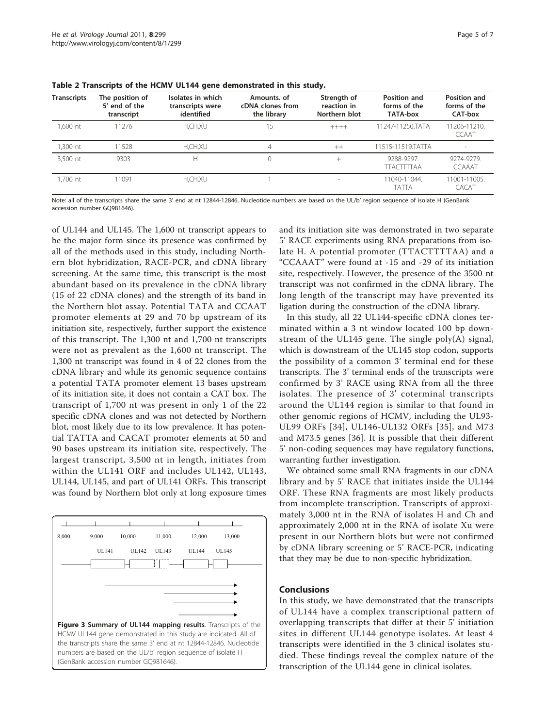**Table 2 Transcripts of the HCMV UL144 gene demonstrated in this study.**

| Transcripts | The position of 5' end of the transcript | Isolates in which transcripts were identified | Amounts. of cDNA clones from the library | Strength of reaction in Northern blot | Position and forms of the TATA-box | Position and forms of the CAT-box |
|---|---|---|---|---|---|---|
| 1,600 nt | 11276 | H,CH,XU | 15 | ++++ | 11247-11250,TATA | 11206-11210, CCAAT |
| 1,300 nt | 11528 | H,CH,XU | 4 | ++ | 11515-11519.TATTA | - |
| 3,500 nt | 9303 | H | 0 | + | 9288-9297. TTACTTTTAA | 9274-9279. CCAAAT |
| 1,700 nt | 11091 | H,CH,XU | 1 | - | 11040-11044. TATTA | 11001-11005. CACAT |

Note: all of the transcripts share the same 3' end at nt 12844-12846. Nucleotide numbers are based on the UL/b' region sequence of isolate H (GenBank accession number GQ981646).

of UL144 and UL145. The 1,600 nt transcript appears to be the major form since its presence was confirmed by all of the methods used in this study, including Northern blot hybridization, RACE-PCR, and cDNA library screening. At the same time, this transcript is the most abundant based on its prevalence in the cDNA library (15 of 22 cDNA clones) and the strength of its band in the Northern blot assay. Potential TATA and CCAAT promoter elements at 29 and 70 bp upstream of its initiation site, respectively, further support the existence of this transcript. The 1,300 nt and 1,700 nt transcripts were not as prevalent as the 1,600 nt transcript. The 1,300 nt transcript was found in 4 of 22 clones from the cDNA library and while its genomic sequence contains a potential TATA promoter element 13 bases upstream of its initiation site, it does not contain a CAT box. The transcript of 1,700 nt was present in only 1 of the 22 specific cDNA clones and was not detected by Northern blot, most likely due to its low prevalence. It has potential TATTA and CACAT promoter elements at 50 and 90 bases upstream its initiation site, respectively. The largest transcript, 3,500 nt in length, initiates from within the UL141 ORF and includes UL142, UL143, UL144, UL145, and part of UL141 ORFs. This transcript was found by Northern blot only at long exposure times and its initiation site was demonstrated in two separate 5' RACE experiments using RNA preparations from isolate H. A potential promoter (TTACTTTTAA) and a "CCAAAT" were found at -15 and -29 of its initiation site, respectively. However, the presence of the 3500 nt transcript was not confirmed in the cDNA library. The long length of the transcript may have prevented its ligation during the construction of the cDNA library.

In this study, all 22 UL144-specific cDNA clones terminated within a 3 nt window located 100 bp downstream of the UL145 gene. The single poly(A) signal, which is downstream of the UL145 stop codon, supports the possibility of a common 3' terminal end for these transcripts. The 3' terminal ends of the transcripts were confirmed by 3' RACE using RNA from all the three isolates. The presence of 3' coterminal transcripts around the UL144 region is similar to that found in other genomic regions of HCMV, including the UL93-UL99 ORFs [34], UL146-UL132 ORFs [35], and M73 and M73.5 genes [36]. It is possible that their different 5' non-coding sequences may have regulatory functions, warranting further investigation.

We obtained some small RNA fragments in our cDNA library and by 5' RACE that initiates inside the UL144 ORF. These RNA fragments are most likely products from incomplete transcription. Transcripts of approximately 3,000 nt in the RNA of isolates H and Ch and approximately 2,000 nt in the RNA of isolate Xu were present in our Northern blots but were not confirmed by cDNA library screening or 5' RACE-PCR, indicating that they may be due to non-specific hybridization.

**Figure 3 Summary of UL144 mapping results**. Transcripts of the HCMV UL144 gene demonstrated in this study are indicated. All of the transcripts share the same 3' end at nt 12844-12846. Nucleotide numbers are based on the UL/b' region sequence of isolate H (GenBank accession number GQ981646).

## Conclusions

In this study, we have demonstrated that the transcripts of UL144 have a complex transcriptional pattern of overlapping transcripts that differ at their 5' initiation sites in different UL144 genotype isolates. At least 4 transcripts were identified in the 3 clinical isolates studied. These findings reveal the complex nature of the transcription of the UL144 gene in clinical isolates.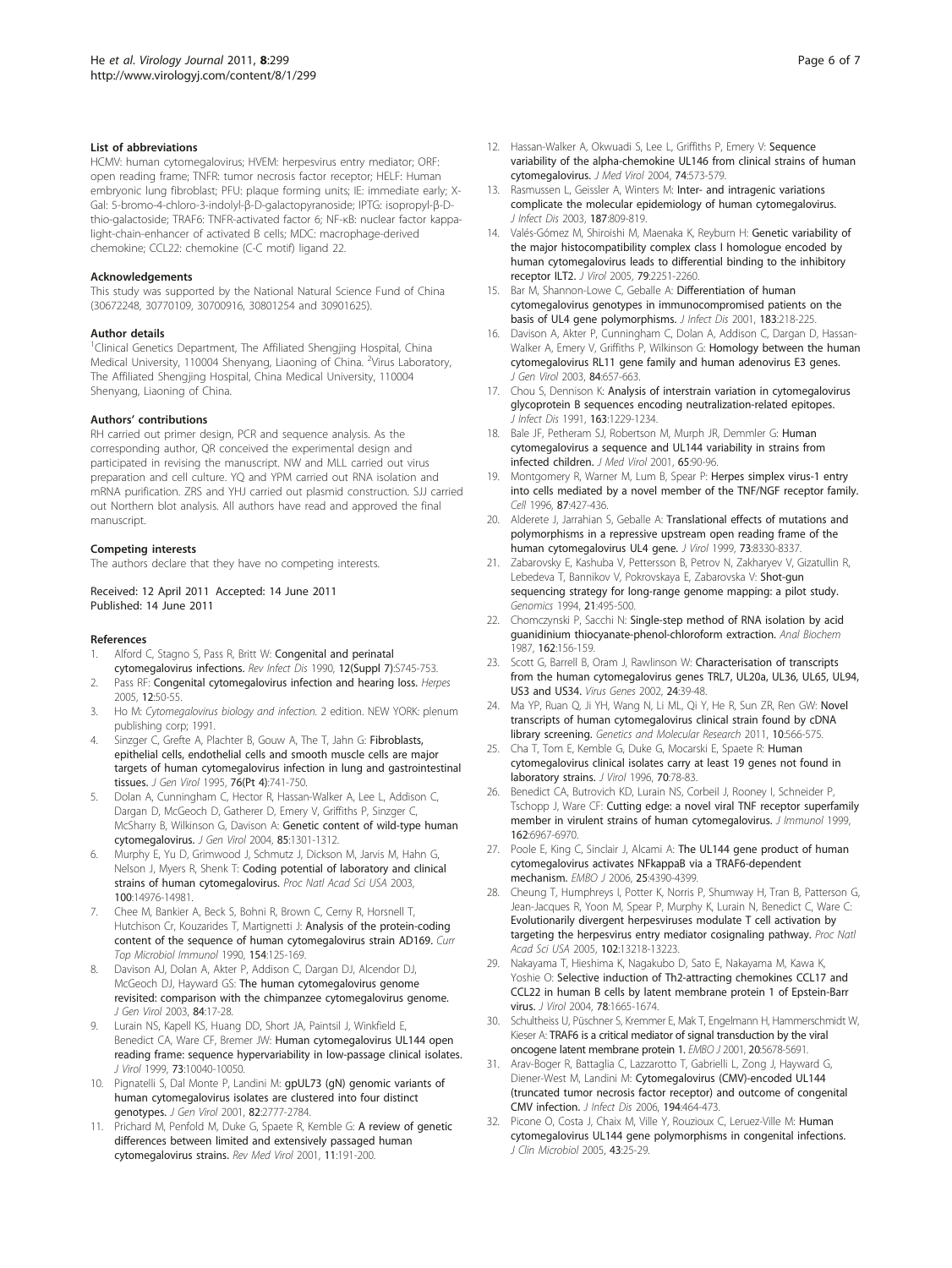## List of abbreviations

HCMV: human cytomegalovirus; HVEM: herpesvirus entry mediator; ORF: open reading frame; TNFR: tumor necrosis factor receptor; HELF: Human embryonic lung fibroblast; PFU: plaque forming units; IE: immediate early; X-Gal: 5-bromo-4-chloro-3-indolyl-β-D-galactopyranoside; IPTG: isopropyl-β-D-thio-galactoside; TRAF6: TNFR-activated factor 6; NF-κB: nuclear factor kappa-light-chain-enhancer of activated B cells; MDC: macrophage-derived chemokine; CCL22: chemokine (C-C motif) ligand 22.

## Acknowledgements

This study was supported by the National Natural Science Fund of China (30672248, 30770109, 30700916, 30801254 and 30901625).

## Author details

[1]Clinical Genetics Department, The Affiliated Shengjing Hospital, China Medical University, 110004 Shenyang, Liaoning of China. [2]Virus Laboratory, The Affiliated Shengjing Hospital, China Medical University, 110004 Shenyang, Liaoning of China.

## Authors' contributions

RH carried out primer design, PCR and sequence analysis. As the corresponding author, QR conceived the experimental design and participated in revising the manuscript. NW and MLL carried out virus preparation and cell culture. YQ and YPM carried out RNA isolation and mRNA purification. ZRS and YHJ carried out plasmid construction. SJJ carried out Northern blot analysis. All authors have read and approved the final manuscript.

## Competing interests

The authors declare that they have no competing interests.

Received: 12 April 2011 Accepted: 14 June 2011
Published: 14 June 2011

## References

1. Alford C, Stagno S, Pass R, Britt W: **Congenital and perinatal cytomegalovirus infections.** *Rev Infect Dis* 1990, **12(Suppl 7)**:S745-753.
2. Pass RF: **Congenital cytomegalovirus infection and hearing loss.** *Herpes* 2005, **12**:50-55.
3. Ho M: *Cytomegalovirus biology and infection.* 2 edition. NEW YORK: plenum publishing corp; 1991.
4. Sinzger C, Grefte A, Plachter B, Gouw A, The T, Jahn G: **Fibroblasts, epithelial cells, endothelial cells and smooth muscle cells are major targets of human cytomegalovirus infection in lung and gastrointestinal tissues.** *J Gen Virol* 1995, **76(Pt 4)**:741-750.
5. Dolan A, Cunningham C, Hector R, Hassan-Walker A, Lee L, Addison C, Dargan D, McGeoch D, Gatherer D, Emery V, Griffiths P, Sinzger C, McSharry B, Wilkinson G, Davison A: **Genetic content of wild-type human cytomegalovirus.** *J Gen Virol* 2004, **85**:1301-1312.
6. Murphy E, Yu D, Grimwood J, Schmutz J, Dickson M, Jarvis M, Hahn G, Nelson J, Myers R, Shenk T: **Coding potential of laboratory and clinical strains of human cytomegalovirus.** *Proc Natl Acad Sci USA* 2003, **100**:14976-14981.
7. Chee M, Bankier A, Beck S, Bohni R, Brown C, Cerny R, Horsnell T, Hutchison Cr, Kouzarides T, Martignetti J: **Analysis of the protein-coding content of the sequence of human cytomegalovirus strain AD169.** *Curr Top Microbiol Immunol* 1990, **154**:125-169.
8. Davison AJ, Dolan A, Akter P, Addison C, Dargan DJ, Alcendor DJ, McGeoch DJ, Hayward GS: **The human cytomegalovirus genome revisited: comparison with the chimpanzee cytomegalovirus genome.** *J Gen Virol* 2003, **84**:17-28.
9. Lurain NS, Kapell KS, Huang DD, Short JA, Paintsil J, Winkfield E, Benedict CA, Ware CF, Bremer JW: **Human cytomegalovirus UL144 open reading frame: sequence hypervariability in low-passage clinical isolates.** *J Virol* 1999, **73**:10040-10050.
10. Pignatelli S, Dal Monte P, Landini M: **gpUL73 (gN) genomic variants of human cytomegalovirus isolates are clustered into four distinct genotypes.** *J Gen Virol* 2001, **82**:2777-2784.
11. Prichard M, Penfold M, Duke G, Spaete R, Kemble G: **A review of genetic differences between limited and extensively passaged human cytomegalovirus strains.** *Rev Med Virol* 2001, **11**:191-200.
12. Hassan-Walker A, Okwuadi S, Lee L, Griffiths P, Emery V: **Sequence variability of the alpha-chemokine UL146 from clinical strains of human cytomegalovirus.** *J Med Virol* 2004, **74**:573-579.
13. Rasmussen L, Geissler A, Winters M: **Inter- and intragenic variations complicate the molecular epidemiology of human cytomegalovirus.** *J Infect Dis* 2003, **187**:809-819.
14. Valés-Gómez M, Shiroishi M, Maenaka K, Reyburn H: **Genetic variability of the major histocompatibility complex class I homologue encoded by human cytomegalovirus leads to differential binding to the inhibitory receptor ILT2.** *J Virol* 2005, **79**:2251-2260.
15. Bar M, Shannon-Lowe C, Geballe A: **Differentiation of human cytomegalovirus genotypes in immunocompromised patients on the basis of UL4 gene polymorphisms.** *J Infect Dis* 2001, **183**:218-225.
16. Davison A, Akter P, Cunningham C, Dolan A, Addison C, Dargan D, Hassan-Walker A, Emery V, Griffiths P, Wilkinson G: **Homology between the human cytomegalovirus RL11 gene family and human adenovirus E3 genes.** *J Gen Virol* 2003, **84**:657-663.
17. Chou S, Dennison K: **Analysis of interstrain variation in cytomegalovirus glycoprotein B sequences encoding neutralization-related epitopes.** *J Infect Dis* 1991, **163**:1229-1234.
18. Bale JF, Petheram SJ, Robertson M, Murph JR, Demmler G: **Human cytomegalovirus a sequence and UL144 variability in strains from infected children.** *J Med Virol* 2001, **65**:90-96.
19. Montgomery R, Warner M, Lum B, Spear P: **Herpes simplex virus-1 entry into cells mediated by a novel member of the TNF/NGF receptor family.** *Cell* 1996, **87**:427-436.
20. Alderete J, Jarrahian S, Geballe A: **Translational effects of mutations and polymorphisms in a repressive upstream open reading frame of the human cytomegalovirus UL4 gene.** *J Virol* 1999, **73**:8330-8337.
21. Zabarovsky E, Kashuba V, Pettersson B, Petrov N, Zakharyev V, Gizatullin R, Lebedeva T, Bannikov V, Pokrovskaya E, Zabarovska V: **Shot-gun sequencing strategy for long-range genome mapping: a pilot study.** *Genomics* 1994, **21**:495-500.
22. Chomczynski P, Sacchi N: **Single-step method of RNA isolation by acid guanidinium thiocyanate-phenol-chloroform extraction.** *Anal Biochem* 1987, **162**:156-159.
23. Scott G, Barrell B, Oram J, Rawlinson W: **Characterisation of transcripts from the human cytomegalovirus genes TRL7, UL20a, UL36, UL65, UL94, US3 and US34.** *Virus Genes* 2002, **24**:39-48.
24. Ma YP, Ruan Q, Ji YH, Wang N, Li ML, Qi Y, He R, Sun ZR, Ren GW: **Novel transcripts of human cytomegalovirus clinical strain found by cDNA library screening.** *Genetics and Molecular Research* 2011, **10**:566-575.
25. Cha T, Tom E, Kemble G, Duke G, Mocarski E, Spaete R: **Human cytomegalovirus clinical isolates carry at least 19 genes not found in laboratory strains.** *J Virol* 1996, **70**:78-83.
26. Benedict CA, Butrovich KD, Lurain NS, Corbeil J, Rooney I, Schneider P, Tschopp J, Ware CF: **Cutting edge: a novel viral TNF receptor superfamily member in virulent strains of human cytomegalovirus.** *J Immunol* 1999, **162**:6967-6970.
27. Poole E, King C, Sinclair J, Alcami A: **The UL144 gene product of human cytomegalovirus activates NFkappaB via a TRAF6-dependent mechanism.** *EMBO J* 2006, **25**:4390-4399.
28. Cheung T, Humphreys I, Potter K, Norris P, Shumway H, Tran B, Patterson G, Jean-Jacques R, Yoon M, Spear P, Murphy K, Lurain N, Benedict C, Ware C: **Evolutionarily divergent herpesviruses modulate T cell activation by targeting the herpesvirus entry mediator cosignaling pathway.** *Proc Natl Acad Sci USA* 2005, **102**:13218-13223.
29. Nakayama T, Hieshima K, Nagakubo D, Sato E, Nakayama M, Kawa K, Yoshie O: **Selective induction of Th2-attracting chemokines CCL17 and CCL22 in human B cells by latent membrane protein 1 of Epstein-Barr virus.** *J Virol* 2004, **78**:1665-1674.
30. Schultheiss U, Püschner S, Kremmer E, Mak T, Engelmann H, Hammerschmidt W, Kieser A: **TRAF6 is a critical mediator of signal transduction by the viral oncogene latent membrane protein 1.** *EMBO J* 2001, **20**:5678-5691.
31. Arav-Boger R, Battaglia C, Lazzarotto T, Gabrielli L, Zong J, Hayward G, Diener-West M, Landini M: **Cytomegalovirus (CMV)-encoded UL144 (truncated tumor necrosis factor receptor) and outcome of congenital CMV infection.** *J Infect Dis* 2006, **194**:464-473.
32. Picone O, Costa J, Chaix M, Ville Y, Rouzioux C, Leruez-Ville M: **Human cytomegalovirus UL144 gene polymorphisms in congenital infections.** *J Clin Microbiol* 2005, **43**:25-29.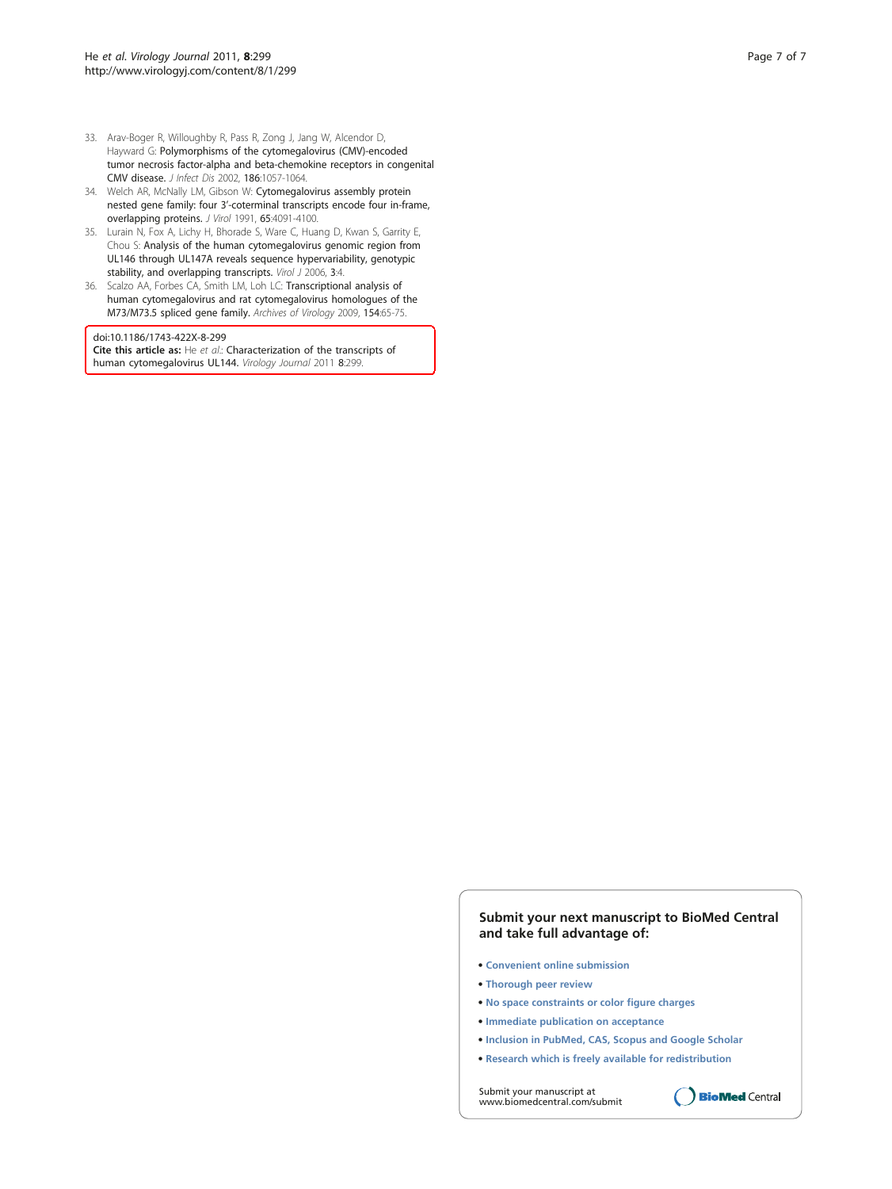33. Arav-Boger R, Willoughby R, Pass R, Zong J, Jang W, Alcendor D, Hayward G: **Polymorphisms of the cytomegalovirus (CMV)-encoded tumor necrosis factor-alpha and beta-chemokine receptors in congenital CMV disease.** *J Infect Dis* 2002, **186**:1057-1064.
34. Welch AR, McNally LM, Gibson W: **Cytomegalovirus assembly protein nested gene family: four 3'-coterminal transcripts encode four in-frame, overlapping proteins.** *J Virol* 1991, **65**:4091-4100.
35. Lurain N, Fox A, Lichy H, Bhorade S, Ware C, Huang D, Kwan S, Garrity E, Chou S: **Analysis of the human cytomegalovirus genomic region from UL146 through UL147A reveals sequence hypervariability, genotypic stability, and overlapping transcripts.** *Virol J* 2006, **3**:4.
36. Scalzo AA, Forbes CA, Smith LM, Loh LC: **Transcriptional analysis of human cytomegalovirus and rat cytomegalovirus homologues of the M73/M73.5 spliced gene family.** *Archives of Virology* 2009, **154**:65-75.

doi:10.1186/1743-422X-8-299
**Cite this article as:** He *et al.*: Characterization of the transcripts of human cytomegalovirus UL144. *Virology Journal* 2011 **8**:299.

**Submit your next manuscript to BioMed Central and take full advantage of:**

- Convenient online submission
- Thorough peer review
- No space constraints or color figure charges
- Immediate publication on acceptance
- Inclusion in PubMed, CAS, Scopus and Google Scholar
- Research which is freely available for redistribution

Submit your manuscript at
www.biomedcentral.com/submit

BioMed Central